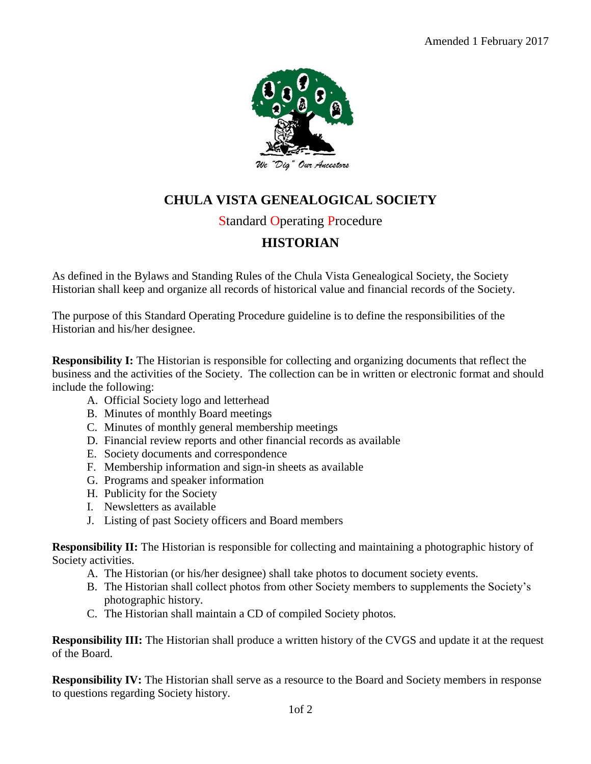Amended 1 February 2017

We "Dig" Our Ancestors

# CHULA VISTA GENEALOGICAL SOCIETY

## Standard Operating Procedure

## HISTORIAN

As defined in the Bylaws and Standing Rules of the Chula Vista Genealogical Society, the Society Historian shall keep and organize all records of historical value and financial records of the Society.

The purpose of this Standard Operating Procedure guideline is to define the responsibilities of the Historian and his/her designee.

**Responsibility I:** The Historian is responsible for collecting and organizing documents that reflect the business and the activities of the Society. The collection can be in written or electronic format and should include the following:

A. Official Society logo and letterhead
B. Minutes of monthly Board meetings
C. Minutes of monthly general membership meetings
D. Financial review reports and other financial records as available
E. Society documents and correspondence
F. Membership information and sign-in sheets as available
G. Programs and speaker information
H. Publicity for the Society
I. Newsletters as available
J. Listing of past Society officers and Board members

**Responsibility II:** The Historian is responsible for collecting and maintaining a photographic history of Society activities.

A. The Historian (or his/her designee) shall take photos to document society events.
B. The Historian shall collect photos from other Society members to supplements the Society's photographic history.
C. The Historian shall maintain a CD of compiled Society photos.

**Responsibility III:** The Historian shall produce a written history of the CVGS and update it at the request of the Board.

**Responsibility IV:** The Historian shall serve as a resource to the Board and Society members in response to questions regarding Society history.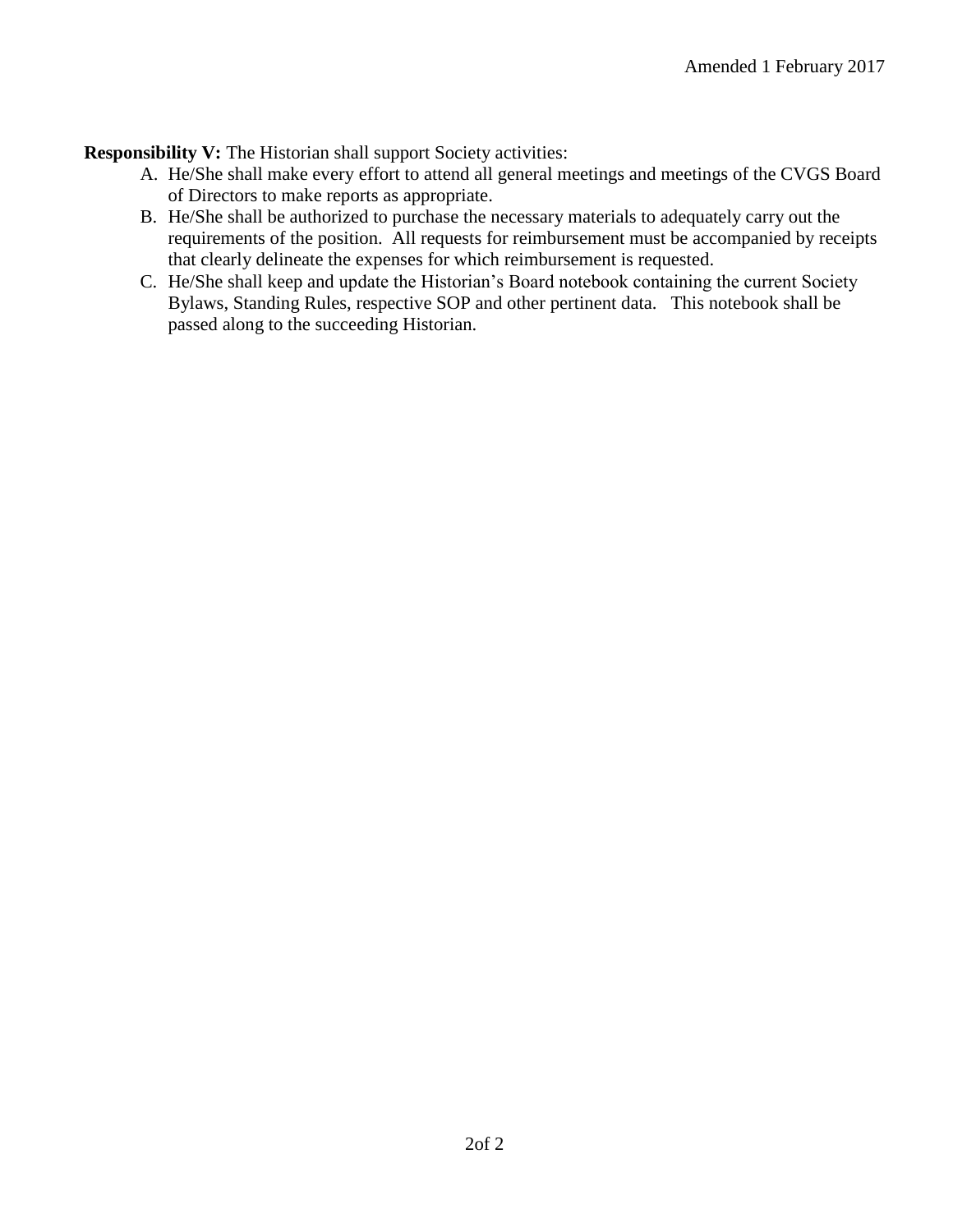**Responsibility V:** The Historian shall support Society activities:

A. He/She shall make every effort to attend all general meetings and meetings of the CVGS Board of Directors to make reports as appropriate.
B. He/She shall be authorized to purchase the necessary materials to adequately carry out the requirements of the position. All requests for reimbursement must be accompanied by receipts that clearly delineate the expenses for which reimbursement is requested.
C. He/She shall keep and update the Historian's Board notebook containing the current Society Bylaws, Standing Rules, respective SOP and other pertinent data. This notebook shall be passed along to the succeeding Historian.